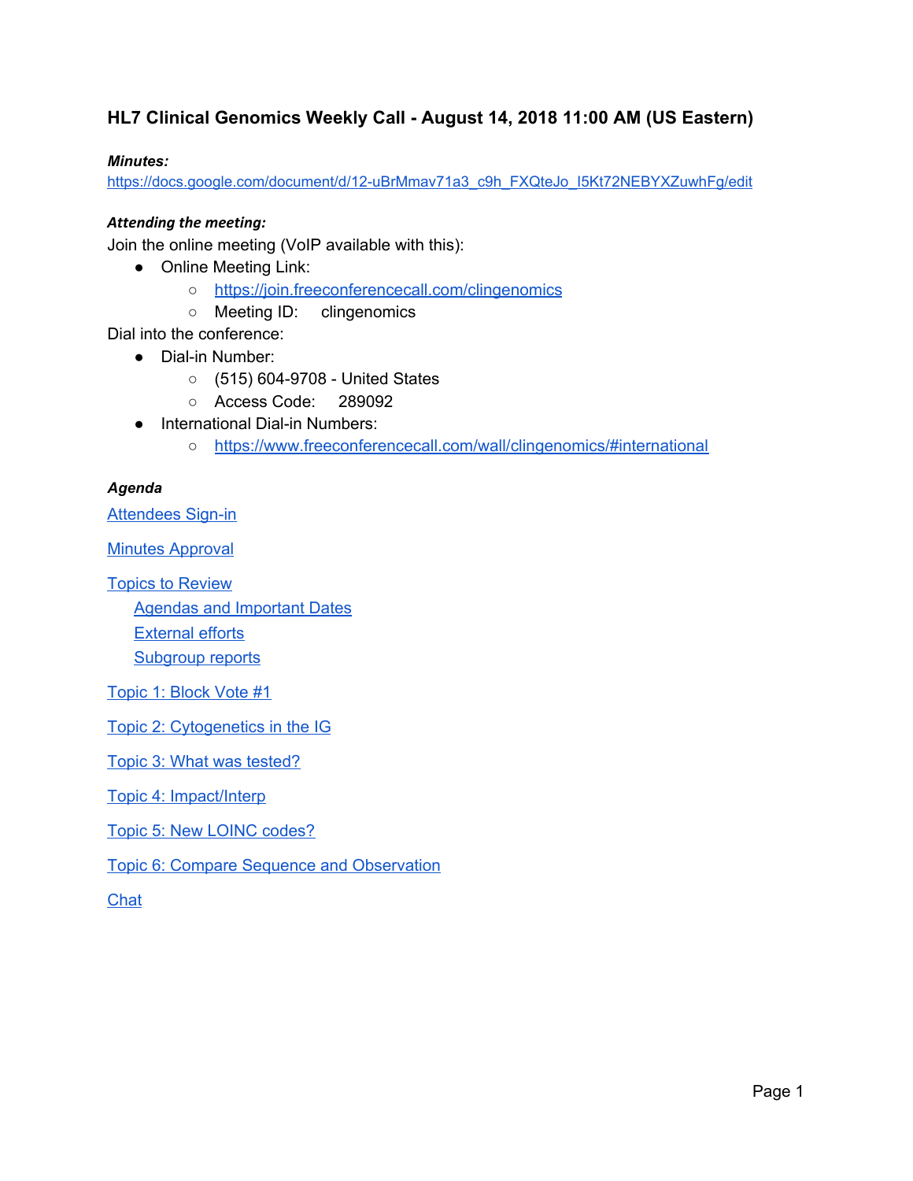# HL7 Clinical Genomics Weekly Call - August 14, 2018 11:00 AM (US Eastern)

***Minutes:***
https://docs.google.com/document/d/12-uBrMmav71a3_c9h_FXQteJo_I5Kt72NEBYXZuwhFg/edit

***Attending the meeting:***

Join the online meeting (VoIP available with this):

- Online Meeting Link:
  - https://join.freeconferencecall.com/clingenomics
  - Meeting ID: clingenomics

Dial into the conference:

- Dial-in Number:
  - (515) 604-9708 - United States
  - Access Code: 289092
- International Dial-in Numbers:
  - https://www.freeconferencecall.com/wall/clingenomics/#international

***Agenda***

Attendees Sign-in

Minutes Approval

Topics to Review

- Agendas and Important Dates
- External efforts
- Subgroup reports

Topic 1: Block Vote #1

Topic 2: Cytogenetics in the IG

Topic 3: What was tested?

Topic 4: Impact/Interp

Topic 5: New LOINC codes?

Topic 6: Compare Sequence and Observation

Chat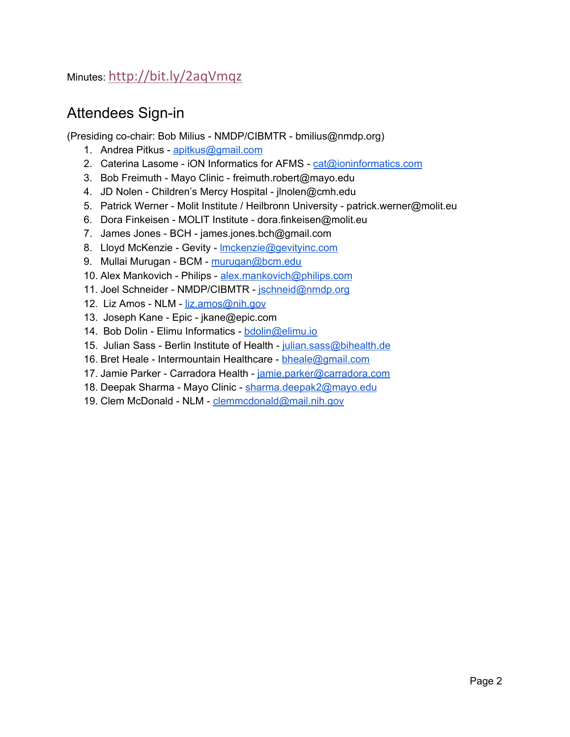Minutes: http://bit.ly/2aqVmqz

## Attendees Sign-in

(Presiding co-chair: Bob Milius - NMDP/CIBMTR - bmilius@nmdp.org)

1. Andrea Pitkus - apitkus@gmail.com
2. Caterina Lasome - iON Informatics for AFMS - cat@ioninformatics.com
3. Bob Freimuth - Mayo Clinic - freimuth.robert@mayo.edu
4. JD Nolen - Children's Mercy Hospital - jlnolen@cmh.edu
5. Patrick Werner - Molit Institute / Heilbronn University - patrick.werner@molit.eu
6. Dora Finkeisen - MOLIT Institute - dora.finkeisen@molit.eu
7. James Jones - BCH - james.jones.bch@gmail.com
8. Lloyd McKenzie - Gevity - lmckenzie@gevityinc.com
9. Mullai Murugan - BCM - murugan@bcm.edu
10. Alex Mankovich - Philips - alex.mankovich@philips.com
11. Joel Schneider - NMDP/CIBMTR - jschneid@nmdp.org
12. Liz Amos - NLM - liz.amos@nih.gov
13. Joseph Kane - Epic - jkane@epic.com
14. Bob Dolin - Elimu Informatics - bdolin@elimu.io
15. Julian Sass - Berlin Institute of Health - julian.sass@bihealth.de
16. Bret Heale - Intermountain Healthcare - bheale@gmail.com
17. Jamie Parker - Carradora Health - jamie.parker@carradora.com
18. Deepak Sharma - Mayo Clinic - sharma.deepak2@mayo.edu
19. Clem McDonald - NLM - clemmcdonald@mail.nih.gov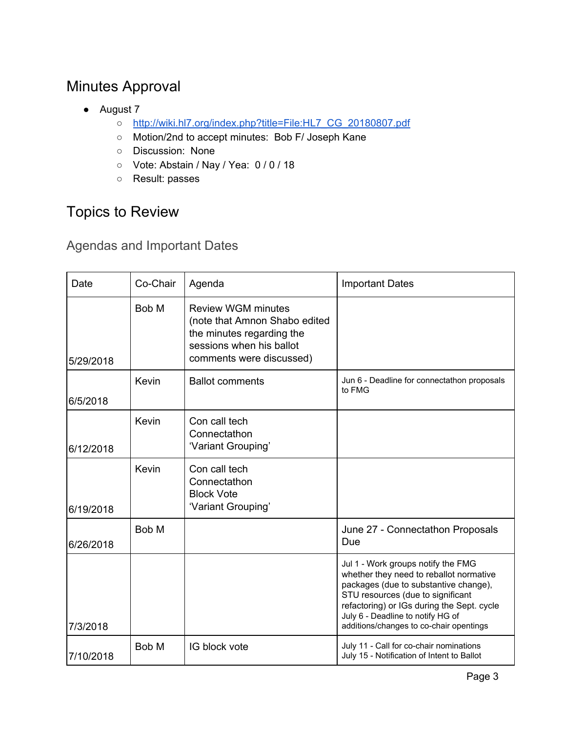# Minutes Approval

- August 7
  - http://wiki.hl7.org/index.php?title=File:HL7_CG_20180807.pdf
  - Motion/2nd to accept minutes: Bob F/ Joseph Kane
  - Discussion: None
  - Vote: Abstain / Nay / Yea: 0 / 0 / 18
  - Result: passes

# Topics to Review

## Agendas and Important Dates

| Date | Co-Chair | Agenda | Important Dates |
| --- | --- | --- | --- |
| 5/29/2018 | Bob M | Review WGM minutes (note that Amnon Shabo edited the minutes regarding the sessions when his ballot comments were discussed) | |
| 6/5/2018 | Kevin | Ballot comments | Jun 6 - Deadline for connectathon proposals to FMG |
| 6/12/2018 | Kevin | Con call tech<br>Connectathon<br>'Variant Grouping' | |
| 6/19/2018 | Kevin | Con call tech<br>Connectathon<br>Block Vote<br>'Variant Grouping' | |
| 6/26/2018 | Bob M | | June 27 - Connectathon Proposals Due |
| 7/3/2018 | | | Jul 1 - Work groups notify the FMG whether they need to reballot normative packages (due to substantive change), STU resources (due to significant refactoring) or IGs during the Sept. cycle<br>July 6 - Deadline to notify HG of additions/changes to co-chair opentings |
| 7/10/2018 | Bob M | IG block vote | July 11 - Call for co-chair nominations<br>July 15 - Notification of Intent to Ballot |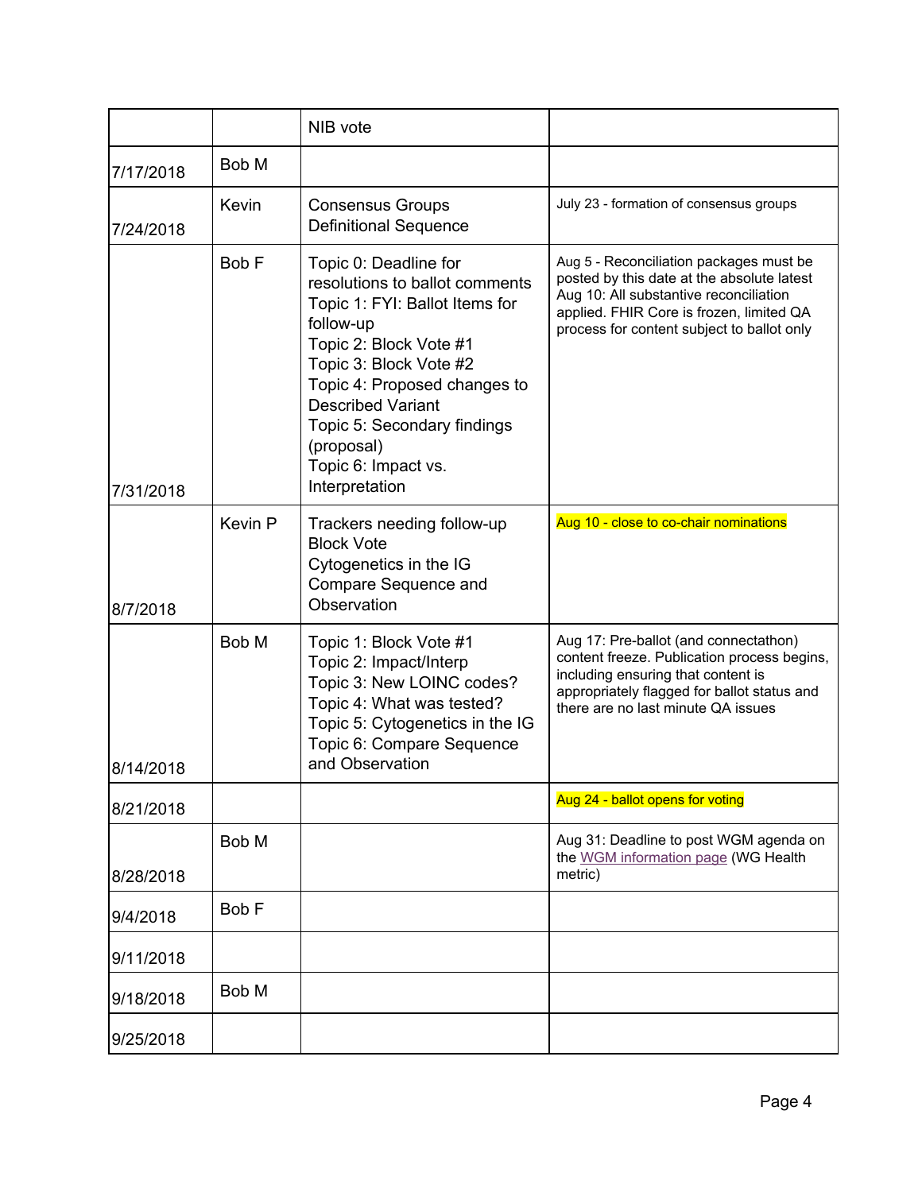| | | NIB vote | |
|---|---|---|---|
| 7/17/2018 | Bob M | | |
| 7/24/2018 | Kevin | Consensus Groups<br>Definitional Sequence | July 23 - formation of consensus groups |
| 7/31/2018 | Bob F | Topic 0: Deadline for resolutions to ballot comments<br>Topic 1: FYI: Ballot Items for follow-up<br>Topic 2: Block Vote #1<br>Topic 3: Block Vote #2<br>Topic 4: Proposed changes to Described Variant<br>Topic 5: Secondary findings (proposal)<br>Topic 6: Impact vs. Interpretation | Aug 5 - Reconciliation packages must be posted by this date at the absolute latest<br>Aug 10: All substantive reconciliation applied. FHIR Core is frozen, limited QA process for content subject to ballot only |
| 8/7/2018 | Kevin P | Trackers needing follow-up<br>Block Vote<br>Cytogenetics in the IG<br>Compare Sequence and Observation | Aug 10 - close to co-chair nominations |
| 8/14/2018 | Bob M | Topic 1: Block Vote #1<br>Topic 2: Impact/Interp<br>Topic 3: New LOINC codes?<br>Topic 4: What was tested?<br>Topic 5: Cytogenetics in the IG<br>Topic 6: Compare Sequence and Observation | Aug 17: Pre-ballot (and connectathon) content freeze. Publication process begins, including ensuring that content is appropriately flagged for ballot status and there are no last minute QA issues |
| 8/21/2018 | | | Aug 24 - ballot opens for voting |
| 8/28/2018 | Bob M | | Aug 31: Deadline to post WGM agenda on the WGM information page (WG Health metric) |
| 9/4/2018 | Bob F | | |
| 9/11/2018 | | | |
| 9/18/2018 | Bob M | | |
| 9/25/2018 | | | |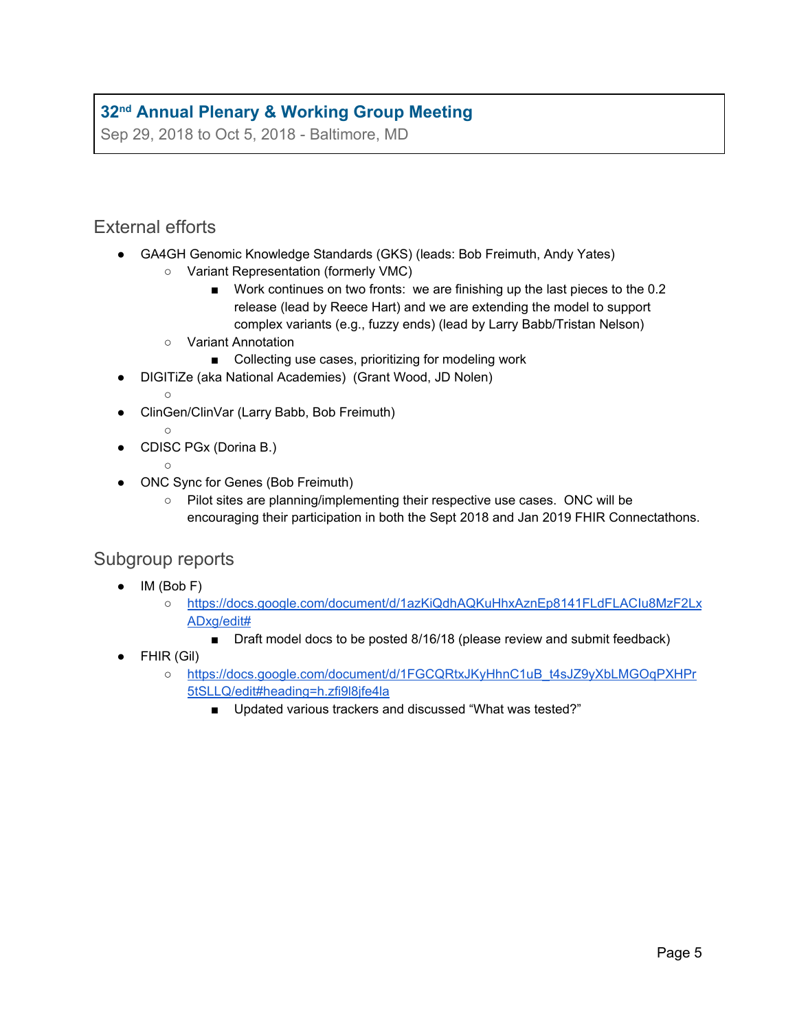## External efforts

- GA4GH Genomic Knowledge Standards (GKS) (leads: Bob Freimuth, Andy Yates)
  - Variant Representation (formerly VMC)
    - Work continues on two fronts: we are finishing up the last pieces to the 0.2 release (lead by Reece Hart) and we are extending the model to support complex variants (e.g., fuzzy ends) (lead by Larry Babb/Tristan Nelson)
  - Variant Annotation
    - Collecting use cases, prioritizing for modeling work
- DIGITiZe (aka National Academies) (Grant Wood, JD Nolen)
  - 
- ClinGen/ClinVar (Larry Babb, Bob Freimuth)
  - 
- CDISC PGx (Dorina B.)
  - 
- ONC Sync for Genes (Bob Freimuth)
  - Pilot sites are planning/implementing their respective use cases. ONC will be encouraging their participation in both the Sept 2018 and Jan 2019 FHIR Connectathons.

## Subgroup reports

- IM (Bob F)
  - https://docs.google.com/document/d/1azKiQdhAQKuHhxAznEp8141FLdFLACIu8MzF2LxADxg/edit#
    - Draft model docs to be posted 8/16/18 (please review and submit feedback)
- FHIR (Gil)
  - https://docs.google.com/document/d/1FGCQRtxJKyHhnC1uB_t4sJZ9yXbLMGOqPXHPr5tSLLQ/edit#heading=h.zfi9l8jfe4la
    - Updated various trackers and discussed "What was tested?"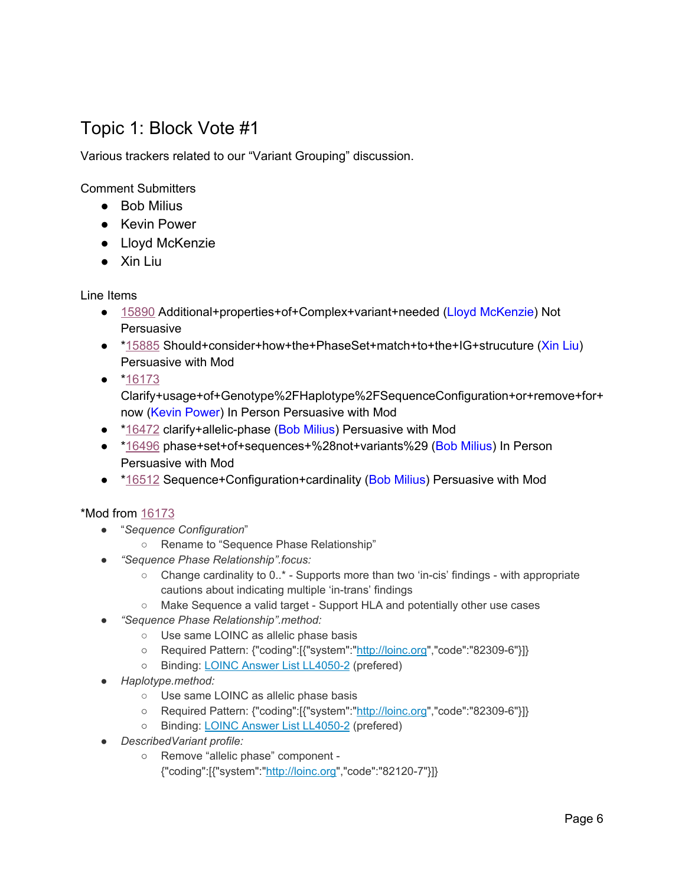# Topic 1: Block Vote #1

Various trackers related to our "Variant Grouping" discussion.

Comment Submitters

- Bob Milius
- Kevin Power
- Lloyd McKenzie
- Xin Liu

Line Items

- 15890 Additional+properties+of+Complex+variant+needed (Lloyd McKenzie) Not Persuasive
- *15885 Should+consider+how+the+PhaseSet+match+to+the+IG+strucuture (Xin Liu) Persuasive with Mod
- *16173 Clarify+usage+of+Genotype%2FHaplotype%2FSequenceConfiguration+or+remove+for+now (Kevin Power) In Person Persuasive with Mod
- *16472 clarify+allelic-phase (Bob Milius) Persuasive with Mod
- *16496 phase+set+of+sequences+%28not+variants%29 (Bob Milius) In Person Persuasive with Mod
- *16512 Sequence+Configuration+cardinality (Bob Milius) Persuasive with Mod

*Mod from 16173

- "*Sequence Configuration*"
  - Rename to "Sequence Phase Relationship"
- *"Sequence Phase Relationship".focus:*
  - Change cardinality to 0..* - Supports more than two 'in-cis' findings - with appropriate cautions about indicating multiple 'in-trans' findings
  - Make Sequence a valid target - Support HLA and potentially other use cases
- *"Sequence Phase Relationship".method:*
  - Use same LOINC as allelic phase basis
  - Required Pattern: {"coding":[{"system":"http://loinc.org","code":"82309-6"}]}
  - Binding: LOINC Answer List LL4050-2 (prefered)
- *Haplotype.method:*
  - Use same LOINC as allelic phase basis
  - Required Pattern: {"coding":[{"system":"http://loinc.org","code":"82309-6"}]}
  - Binding: LOINC Answer List LL4050-2 (prefered)
- *DescribedVariant profile:*
  - Remove "allelic phase" component - {"coding":[{"system":"http://loinc.org","code":"82120-7"}]}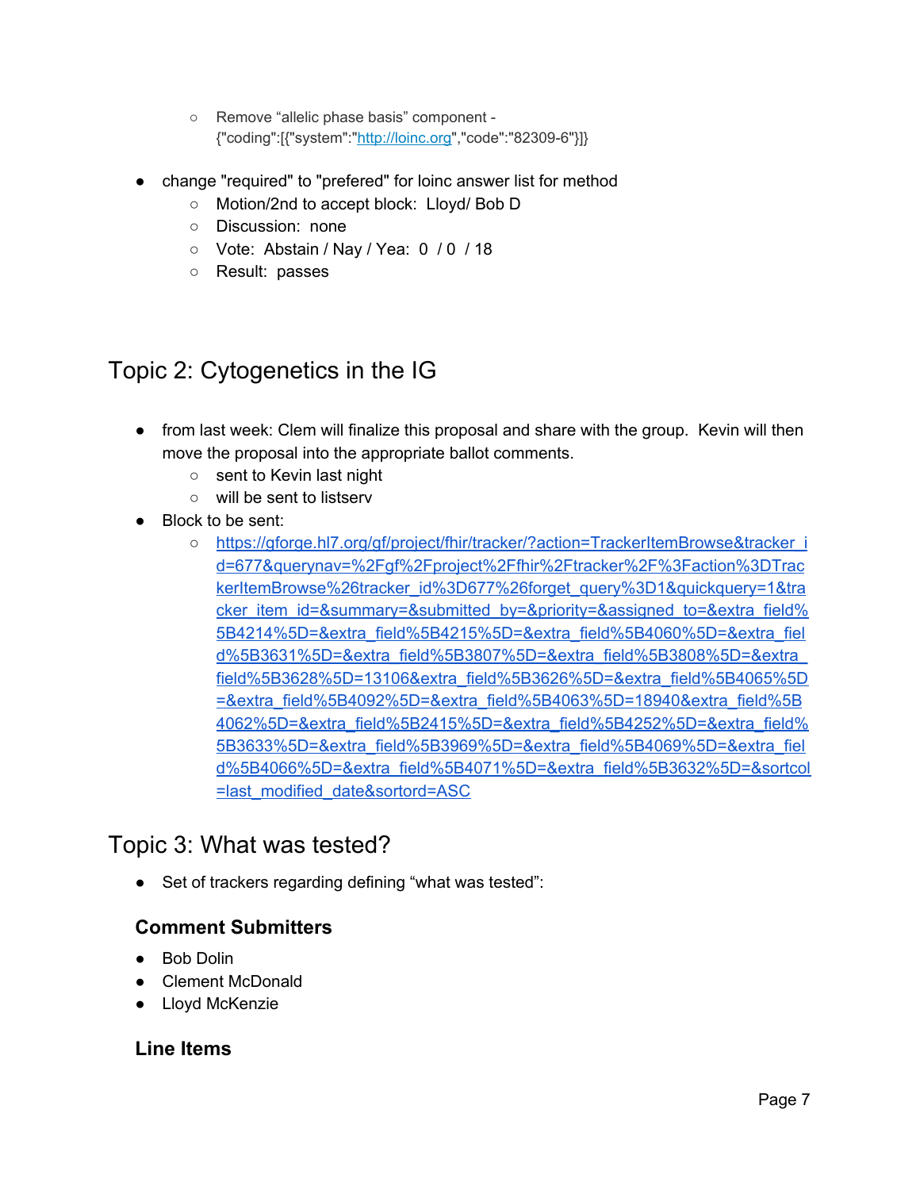- Remove “allelic phase basis” component - {"coding":[{"system":"http://loinc.org","code":"82309-6"}]}

- change "required" to "prefered" for loinc answer list for method
  - Motion/2nd to accept block:  Lloyd/ Bob D
  - Discussion:  none
  - Vote:  Abstain / Nay / Yea:  0  / 0  / 18
  - Result:  passes

## Topic 2: Cytogenetics in the IG

- from last week: Clem will finalize this proposal and share with the group.  Kevin will then move the proposal into the appropriate ballot comments.
  - sent to Kevin last night
  - will be sent to listserv
- Block to be sent:
  - https://gforge.hl7.org/gf/project/fhir/tracker/?action=TrackerItemBrowse&tracker_id=677&querynav=%2Fgf%2Fproject%2Ffhir%2Ftracker%2F%3Faction%3DTrackerItemBrowse%26tracker_id%3D677%26forget_query%3D1&quickquery=1&tracker_item_id=&summary=&submitted_by=&priority=&assigned_to=&extra_field%5B4214%5D=&extra_field%5B4215%5D=&extra_field%5B4060%5D=&extra_field%5B3631%5D=&extra_field%5B3807%5D=&extra_field%5B3808%5D=&extra_field%5B3628%5D=13106&extra_field%5B3626%5D=&extra_field%5B4065%5D=&extra_field%5B4092%5D=&extra_field%5B4063%5D=18940&extra_field%5B4062%5D=&extra_field%5B2415%5D=&extra_field%5B4252%5D=&extra_field%5B3633%5D=&extra_field%5B3969%5D=&extra_field%5B4069%5D=&extra_field%5B4066%5D=&extra_field%5B4071%5D=&extra_field%5B3632%5D=&sortcol=last_modified_date&sortord=ASC

## Topic 3: What was tested?

- Set of trackers regarding defining “what was tested”:

### Comment Submitters

- Bob Dolin
- Clement McDonald
- Lloyd McKenzie

### Line Items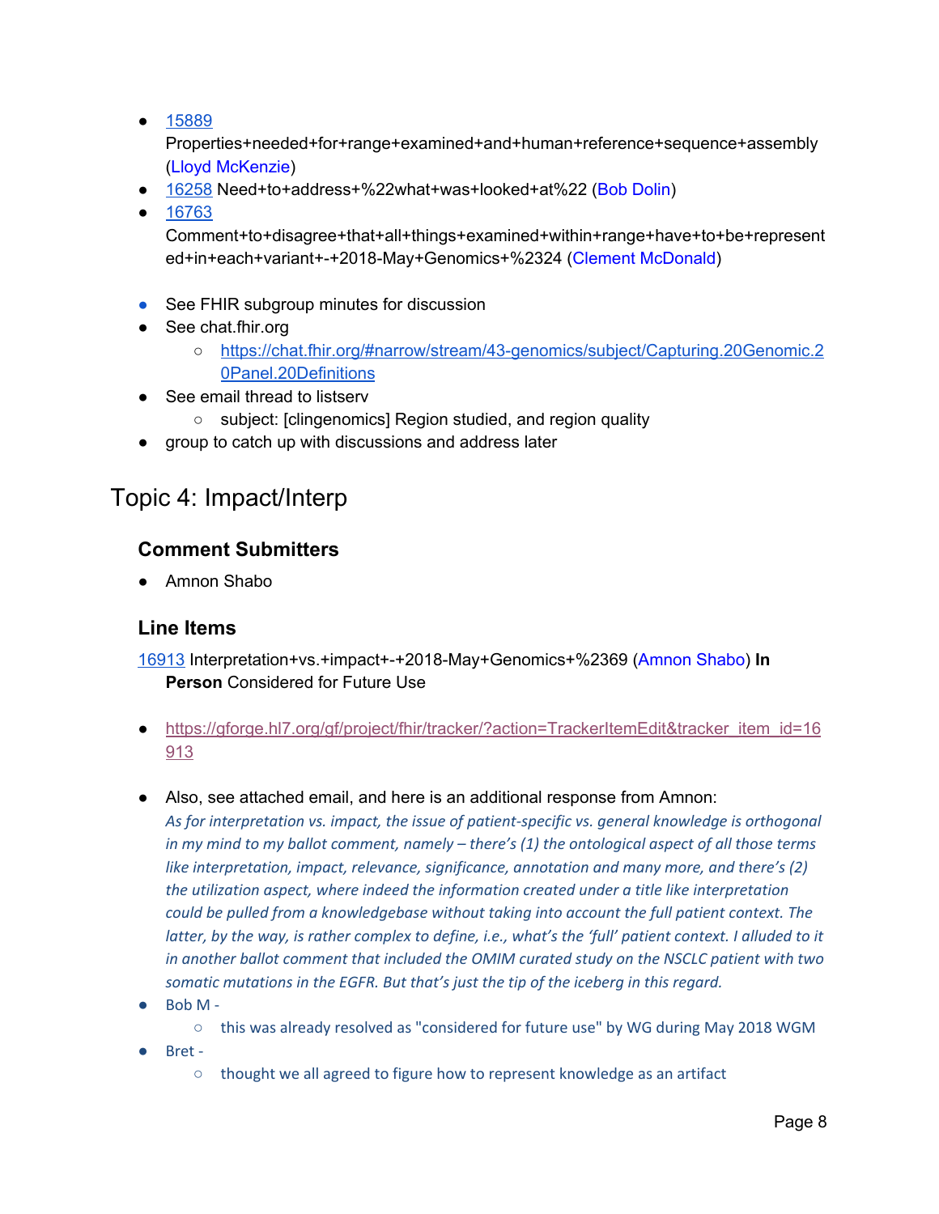- 15889 Properties+needed+for+range+examined+and+human+reference+sequence+assembly (Lloyd McKenzie)
- 16258 Need+to+address+%22what+was+looked+at%22 (Bob Dolin)
- 16763 Comment+to+disagree+that+all+things+examined+within+range+have+to+be+represented+in+each+variant+-+2018-May+Genomics+%2324 (Clement McDonald)

- See FHIR subgroup minutes for discussion
- See chat.fhir.org
  - https://chat.fhir.org/#narrow/stream/43-genomics/subject/Capturing.20Genomic.20Panel.20Definitions
- See email thread to listserv
  - subject: [clingenomics] Region studied, and region quality
- group to catch up with discussions and address later

## Topic 4: Impact/Interp

### Comment Submitters

- Amnon Shabo

### Line Items

16913 Interpretation+vs.+impact+-+2018-May+Genomics+%2369 (Amnon Shabo) **In Person** Considered for Future Use

- https://gforge.hl7.org/gf/project/fhir/tracker/?action=TrackerItemEdit&tracker_item_id=16913

- Also, see attached email, and here is an additional response from Amnon:
  *As for interpretation vs. impact, the issue of patient-specific vs. general knowledge is orthogonal in my mind to my ballot comment, namely – there's (1) the ontological aspect of all those terms like interpretation, impact, relevance, significance, annotation and many more, and there's (2) the utilization aspect, where indeed the information created under a title like interpretation could be pulled from a knowledgebase without taking into account the full patient context. The latter, by the way, is rather complex to define, i.e., what's the 'full' patient context. I alluded to it in another ballot comment that included the OMIM curated study on the NSCLC patient with two somatic mutations in the EGFR. But that's just the tip of the iceberg in this regard.*
- Bob M -
  - this was already resolved as "considered for future use" by WG during May 2018 WGM
- Bret -
  - thought we all agreed to figure how to represent knowledge as an artifact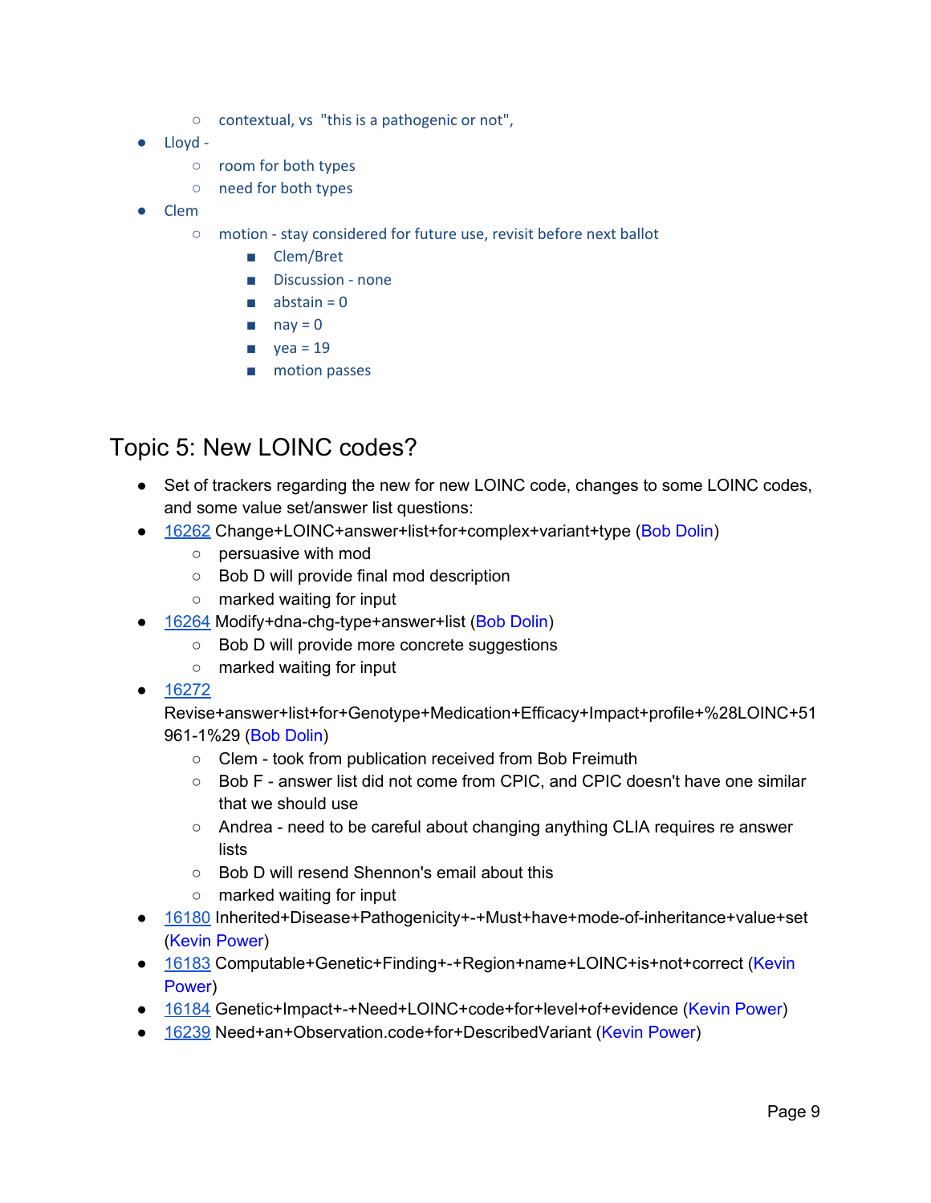- contextual, vs "this is a pathogenic or not",
- Lloyd -
    - room for both types
    - need for both types
- Clem
    - motion - stay considered for future use, revisit before next ballot
        - Clem/Bret
        - Discussion - none
        - abstain = 0
        - nay = 0
        - yea = 19
        - motion passes

## Topic 5: New LOINC codes?

- Set of trackers regarding the new for new LOINC code, changes to some LOINC codes, and some value set/answer list questions:
- 16262 Change+LOINC+answer+list+for+complex+variant+type (Bob Dolin)
    - persuasive with mod
    - Bob D will provide final mod description
    - marked waiting for input
- 16264 Modify+dna-chg-type+answer+list (Bob Dolin)
    - Bob D will provide more concrete suggestions
    - marked waiting for input
- 16272 Revise+answer+list+for+Genotype+Medication+Efficacy+Impact+profile+%28LOINC+51961-1%29 (Bob Dolin)
    - Clem - took from publication received from Bob Freimuth
    - Bob F - answer list did not come from CPIC, and CPIC doesn't have one similar that we should use
    - Andrea - need to be careful about changing anything CLIA requires re answer lists
    - Bob D will resend Shennon's email about this
    - marked waiting for input
- 16180 Inherited+Disease+Pathogenicity+-+Must+have+mode-of-inheritance+value+set (Kevin Power)
- 16183 Computable+Genetic+Finding+-+Region+name+LOINC+is+not+correct (Kevin Power)
- 16184 Genetic+Impact+-+Need+LOINC+code+for+level+of+evidence (Kevin Power)
- 16239 Need+an+Observation.code+for+DescribedVariant (Kevin Power)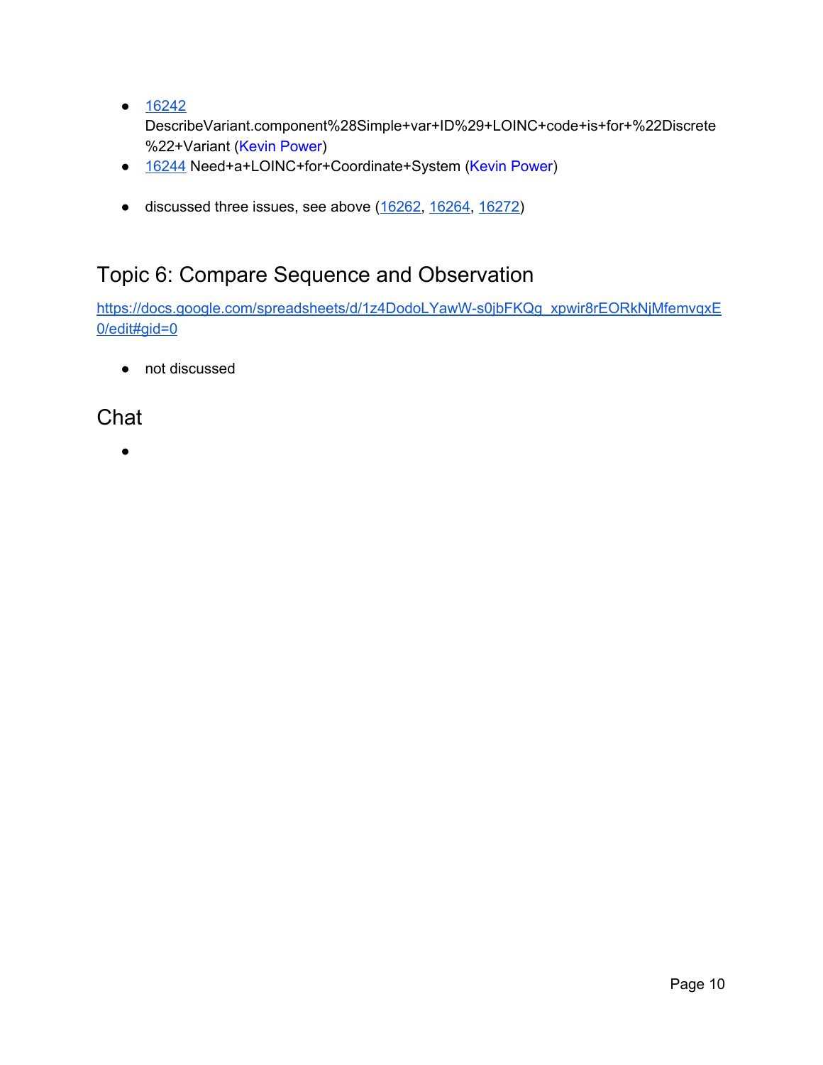- 16242 DescribeVariant.component%28Simple+var+ID%29+LOINC+code+is+for+%22Discrete%22+Variant (Kevin Power)
- 16244 Need+a+LOINC+for+Coordinate+System (Kevin Power)

- discussed three issues, see above (16262, 16264, 16272)

## Topic 6: Compare Sequence and Observation

https://docs.google.com/spreadsheets/d/1z4DodoLYawW-s0jbFKQg_xpwir8rEORkNjMfemvqxE0/edit#gid=0

- not discussed

## Chat

-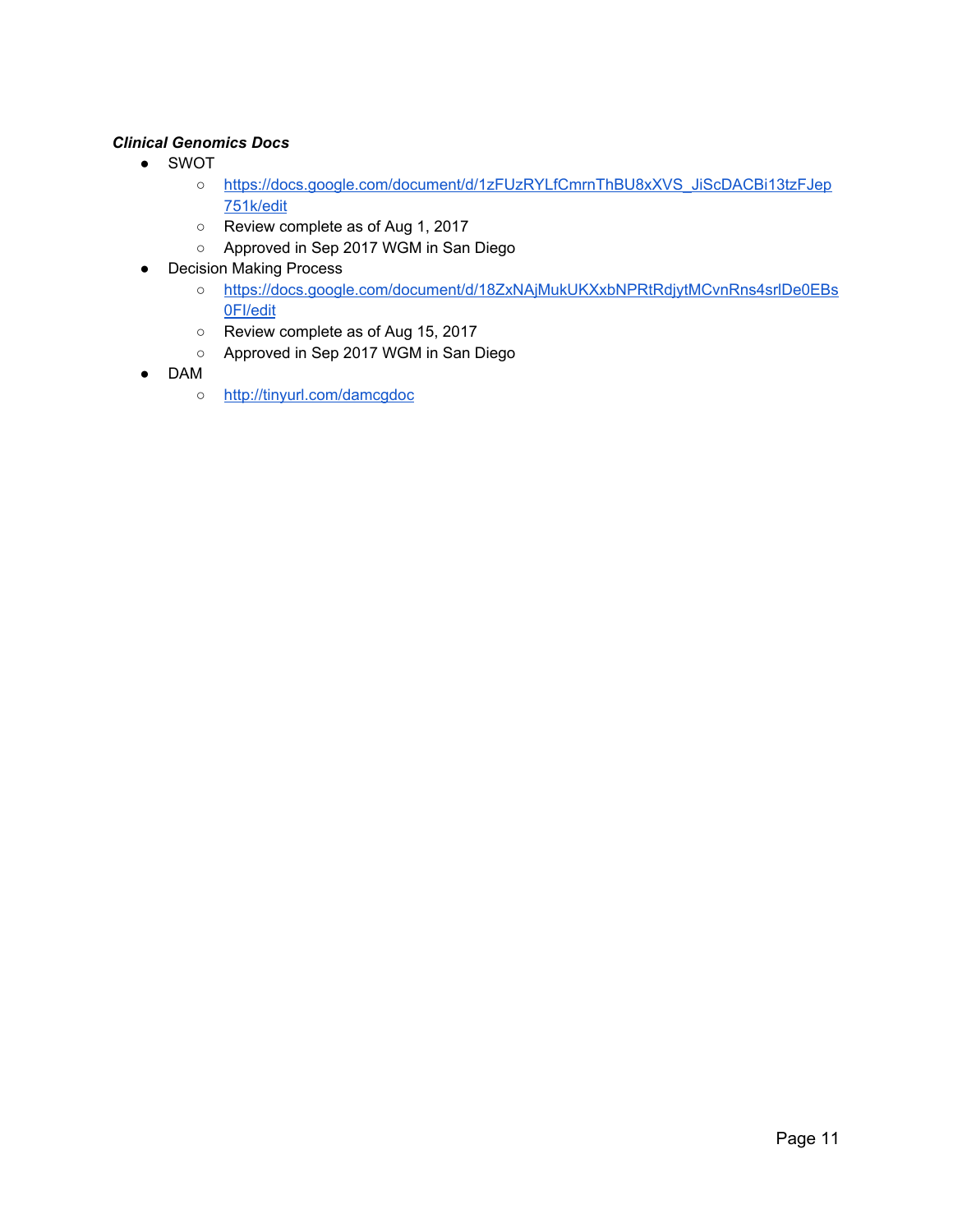***Clinical Genomics Docs***

- SWOT
  - https://docs.google.com/document/d/1zFUzRYLfCmrnThBU8xXVS_JiScDACBi13tzFJep751k/edit
  - Review complete as of Aug 1, 2017
  - Approved in Sep 2017 WGM in San Diego
- Decision Making Process
  - https://docs.google.com/document/d/18ZxNAjMukUKXxbNPRtRdjytMCvnRns4srlDe0EBs0FI/edit
  - Review complete as of Aug 15, 2017
  - Approved in Sep 2017 WGM in San Diego
- DAM
  - http://tinyurl.com/damcgdoc